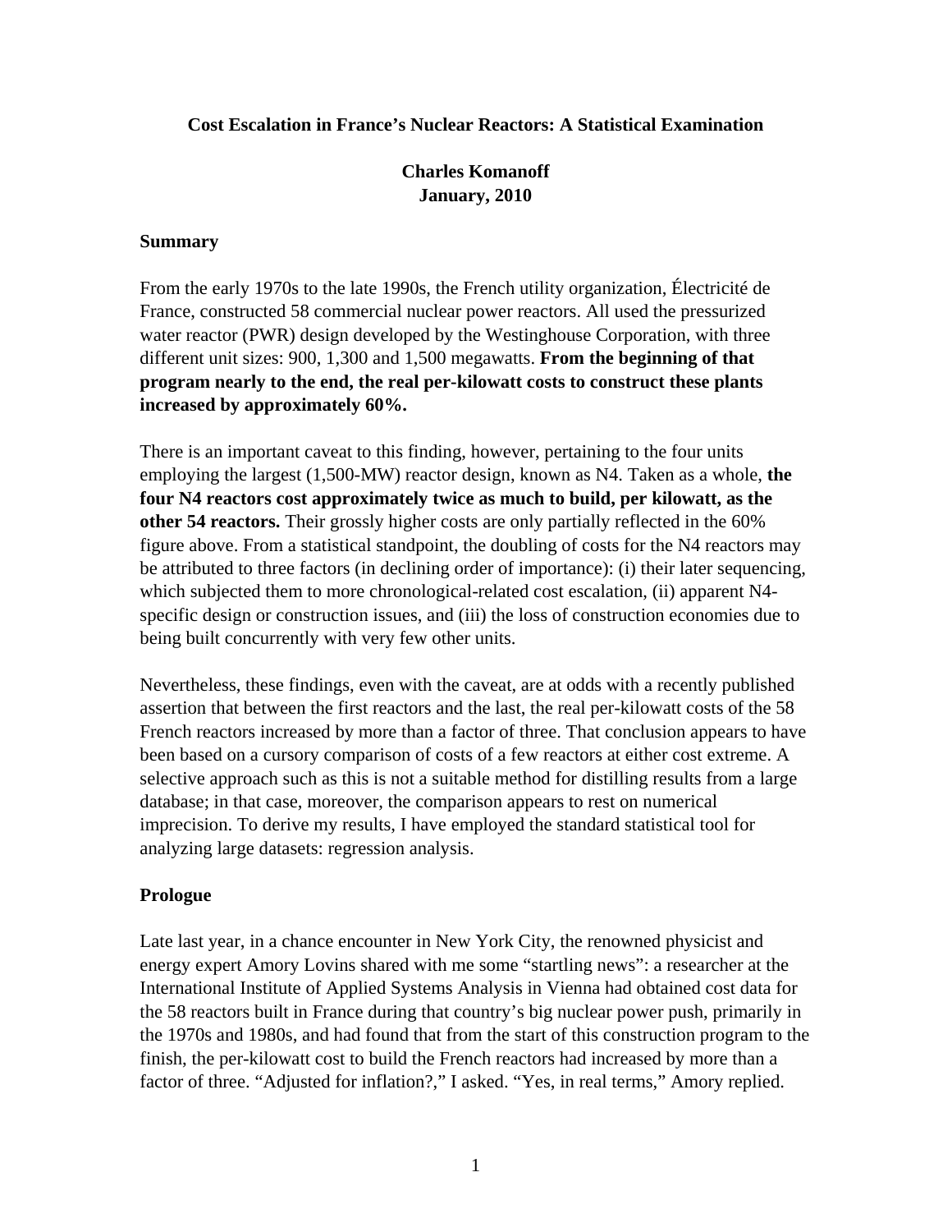# Cost Escalation in France's Nuclear Reactors: A Statistical Examination

**Charles Komanoff**
**January, 2010**

## Summary

From the early 1970s to the late 1990s, the French utility organization, Électricité de France, constructed 58 commercial nuclear power reactors. All used the pressurized water reactor (PWR) design developed by the Westinghouse Corporation, with three different unit sizes: 900, 1,300 and 1,500 megawatts. **From the beginning of that program nearly to the end, the real per-kilowatt costs to construct these plants increased by approximately 60%.**

There is an important caveat to this finding, however, pertaining to the four units employing the largest (1,500-MW) reactor design, known as N4. Taken as a whole, **the four N4 reactors cost approximately twice as much to build, per kilowatt, as the other 54 reactors.** Their grossly higher costs are only partially reflected in the 60% figure above. From a statistical standpoint, the doubling of costs for the N4 reactors may be attributed to three factors (in declining order of importance): (i) their later sequencing, which subjected them to more chronological-related cost escalation, (ii) apparent N4-specific design or construction issues, and (iii) the loss of construction economies due to being built concurrently with very few other units.

Nevertheless, these findings, even with the caveat, are at odds with a recently published assertion that between the first reactors and the last, the real per-kilowatt costs of the 58 French reactors increased by more than a factor of three. That conclusion appears to have been based on a cursory comparison of costs of a few reactors at either cost extreme. A selective approach such as this is not a suitable method for distilling results from a large database; in that case, moreover, the comparison appears to rest on numerical imprecision. To derive my results, I have employed the standard statistical tool for analyzing large datasets: regression analysis.

## Prologue

Late last year, in a chance encounter in New York City, the renowned physicist and energy expert Amory Lovins shared with me some "startling news": a researcher at the International Institute of Applied Systems Analysis in Vienna had obtained cost data for the 58 reactors built in France during that country's big nuclear power push, primarily in the 1970s and 1980s, and had found that from the start of this construction program to the finish, the per-kilowatt cost to build the French reactors had increased by more than a factor of three. "Adjusted for inflation?," I asked. "Yes, in real terms," Amory replied.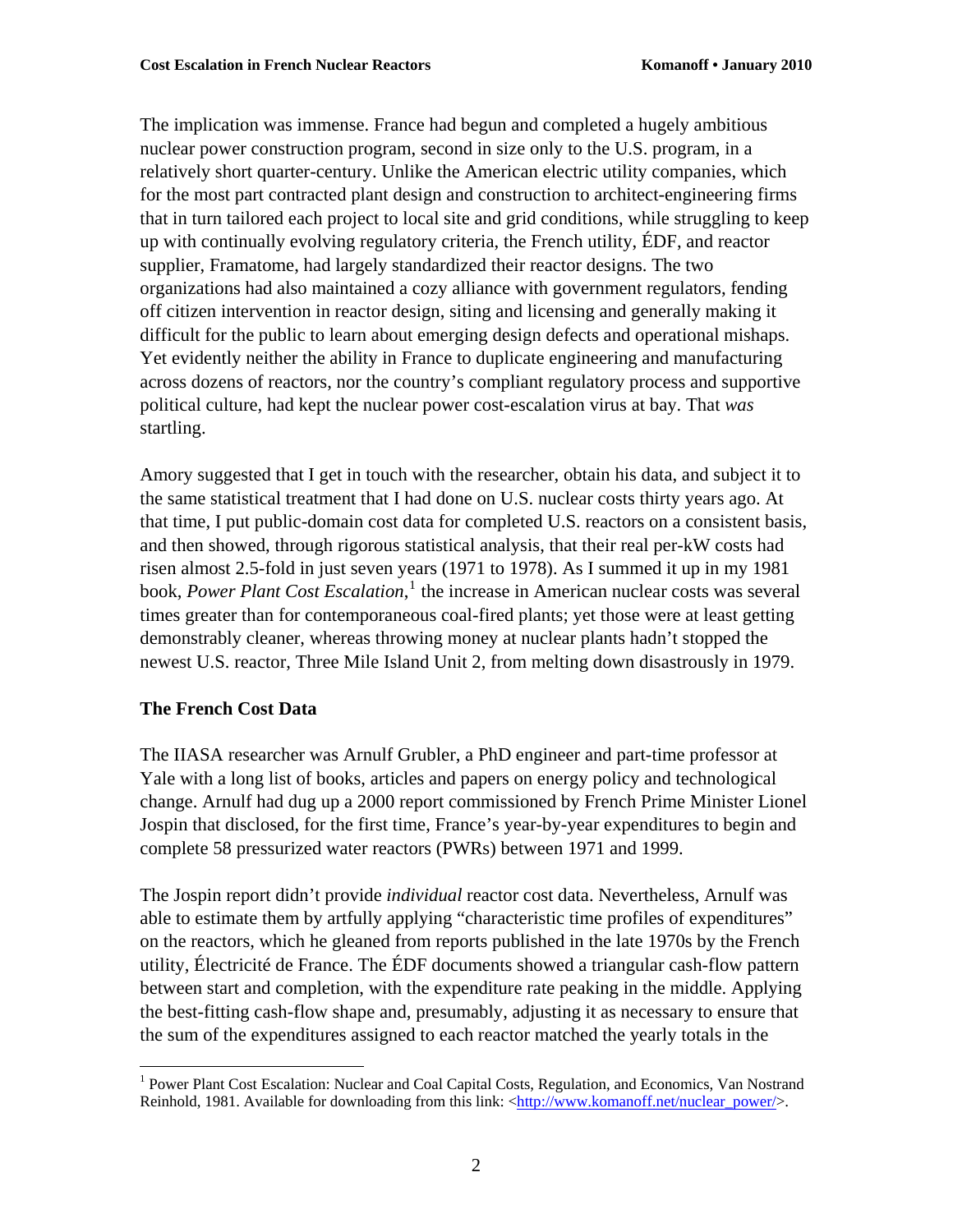The implication was immense. France had begun and completed a hugely ambitious nuclear power construction program, second in size only to the U.S. program, in a relatively short quarter-century. Unlike the American electric utility companies, which for the most part contracted plant design and construction to architect-engineering firms that in turn tailored each project to local site and grid conditions, while struggling to keep up with continually evolving regulatory criteria, the French utility, ÉDF, and reactor supplier, Framatome, had largely standardized their reactor designs. The two organizations had also maintained a cozy alliance with government regulators, fending off citizen intervention in reactor design, siting and licensing and generally making it difficult for the public to learn about emerging design defects and operational mishaps. Yet evidently neither the ability in France to duplicate engineering and manufacturing across dozens of reactors, nor the country's compliant regulatory process and supportive political culture, had kept the nuclear power cost-escalation virus at bay. That *was* startling.

Amory suggested that I get in touch with the researcher, obtain his data, and subject it to the same statistical treatment that I had done on U.S. nuclear costs thirty years ago. At that time, I put public-domain cost data for completed U.S. reactors on a consistent basis, and then showed, through rigorous statistical analysis, that their real per-kW costs had risen almost 2.5-fold in just seven years (1971 to 1978). As I summed it up in my 1981 book, *Power Plant Cost Escalation*,[1] the increase in American nuclear costs was several times greater than for contemporaneous coal-fired plants; yet those were at least getting demonstrably cleaner, whereas throwing money at nuclear plants hadn't stopped the newest U.S. reactor, Three Mile Island Unit 2, from melting down disastrously in 1979.

## The French Cost Data

The IIASA researcher was Arnulf Grubler, a PhD engineer and part-time professor at Yale with a long list of books, articles and papers on energy policy and technological change. Arnulf had dug up a 2000 report commissioned by French Prime Minister Lionel Jospin that disclosed, for the first time, France's year-by-year expenditures to begin and complete 58 pressurized water reactors (PWRs) between 1971 and 1999.

The Jospin report didn't provide *individual* reactor cost data. Nevertheless, Arnulf was able to estimate them by artfully applying "characteristic time profiles of expenditures" on the reactors, which he gleaned from reports published in the late 1970s by the French utility, Électricité de France. The ÉDF documents showed a triangular cash-flow pattern between start and completion, with the expenditure rate peaking in the middle. Applying the best-fitting cash-flow shape and, presumably, adjusting it as necessary to ensure that the sum of the expenditures assigned to each reactor matched the yearly totals in the

---

[1] Power Plant Cost Escalation: Nuclear and Coal Capital Costs, Regulation, and Economics, Van Nostrand Reinhold, 1981. Available for downloading from this link: <http://www.komanoff.net/nuclear_power/>.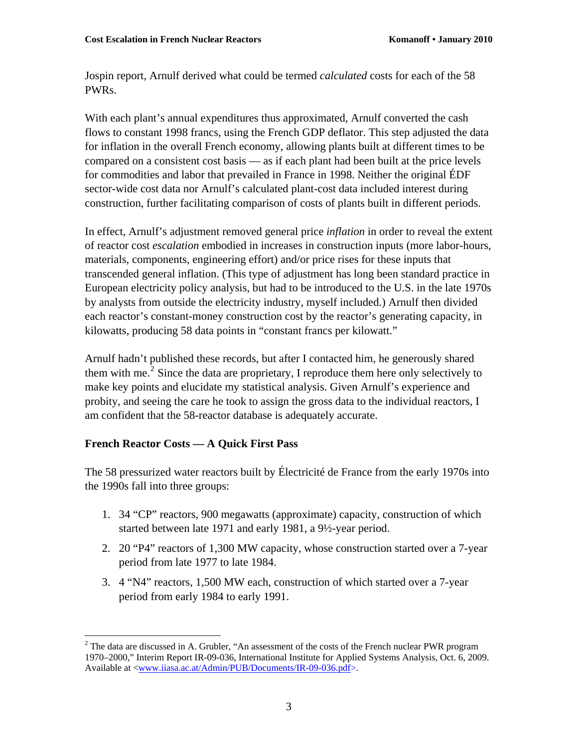Jospin report, Arnulf derived what could be termed *calculated* costs for each of the 58 PWRs.

With each plant's annual expenditures thus approximated, Arnulf converted the cash flows to constant 1998 francs, using the French GDP deflator. This step adjusted the data for inflation in the overall French economy, allowing plants built at different times to be compared on a consistent cost basis — as if each plant had been built at the price levels for commodities and labor that prevailed in France in 1998. Neither the original ÉDF sector-wide cost data nor Arnulf's calculated plant-cost data included interest during construction, further facilitating comparison of costs of plants built in different periods.

In effect, Arnulf's adjustment removed general price *inflation* in order to reveal the extent of reactor cost *escalation* embodied in increases in construction inputs (more labor-hours, materials, components, engineering effort) and/or price rises for these inputs that transcended general inflation. (This type of adjustment has long been standard practice in European electricity policy analysis, but had to be introduced to the U.S. in the late 1970s by analysts from outside the electricity industry, myself included.) Arnulf then divided each reactor's constant-money construction cost by the reactor's generating capacity, in kilowatts, producing 58 data points in "constant francs per kilowatt."

Arnulf hadn't published these records, but after I contacted him, he generously shared them with me.[2] Since the data are proprietary, I reproduce them here only selectively to make key points and elucidate my statistical analysis. Given Arnulf's experience and probity, and seeing the care he took to assign the gross data to the individual reactors, I am confident that the 58-reactor database is adequately accurate.

### French Reactor Costs — A Quick First Pass

The 58 pressurized water reactors built by Électricité de France from the early 1970s into the 1990s fall into three groups:

1. 34 "CP" reactors, 900 megawatts (approximate) capacity, construction of which started between late 1971 and early 1981, a 9½-year period.
2. 20 "P4" reactors of 1,300 MW capacity, whose construction started over a 7-year period from late 1977 to late 1984.
3. 4 "N4" reactors, 1,500 MW each, construction of which started over a 7-year period from early 1984 to early 1991.

---

[2] The data are discussed in A. Grubler, "An assessment of the costs of the French nuclear PWR program 1970–2000," Interim Report IR-09-036, International Institute for Applied Systems Analysis, Oct. 6, 2009. Available at <www.iiasa.ac.at/Admin/PUB/Documents/IR-09-036.pdf>.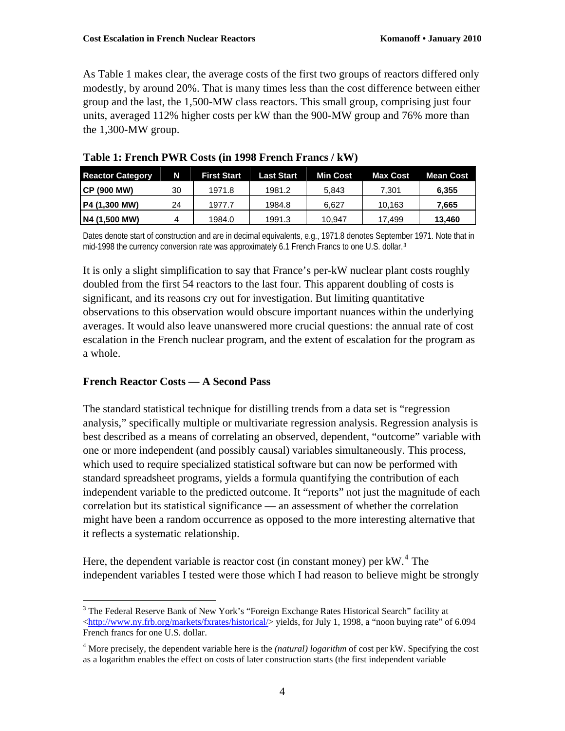As Table 1 makes clear, the average costs of the first two groups of reactors differed only modestly, by around 20%. That is many times less than the cost difference between either group and the last, the 1,500-MW class reactors. This small group, comprising just four units, averaged 112% higher costs per kW than the 900-MW group and 76% more than the 1,300-MW group.

**Table 1: French PWR Costs (in 1998 French Francs / kW)**

| Reactor Category | N | First Start | Last Start | Min Cost | Max Cost | Mean Cost |
|---|---|---|---|---|---|---|
| CP (900 MW) | 30 | 1971.8 | 1981.2 | 5,843 | 7,301 | **6,355** |
| P4 (1,300 MW) | 24 | 1977.7 | 1984.8 | 6,627 | 10,163 | **7,665** |
| N4 (1,500 MW) | 4 | 1984.0 | 1991.3 | 10,947 | 17,499 | **13,460** |

Dates denote start of construction and are in decimal equivalents, e.g., 1971.8 denotes September 1971. Note that in mid-1998 the currency conversion rate was approximately 6.1 French Francs to one U.S. dollar.[3]

It is only a slight simplification to say that France's per-kW nuclear plant costs roughly doubled from the first 54 reactors to the last four. This apparent doubling of costs is significant, and its reasons cry out for investigation. But limiting quantitative observations to this observation would obscure important nuances within the underlying averages. It would also leave unanswered more crucial questions: the annual rate of cost escalation in the French nuclear program, and the extent of escalation for the program as a whole.

### French Reactor Costs — A Second Pass

The standard statistical technique for distilling trends from a data set is "regression analysis," specifically multiple or multivariate regression analysis. Regression analysis is best described as a means of correlating an observed, dependent, "outcome" variable with one or more independent (and possibly causal) variables simultaneously. This process, which used to require specialized statistical software but can now be performed with standard spreadsheet programs, yields a formula quantifying the contribution of each independent variable to the predicted outcome. It "reports" not just the magnitude of each correlation but its statistical significance — an assessment of whether the correlation might have been a random occurrence as opposed to the more interesting alternative that it reflects a systematic relationship.

Here, the dependent variable is reactor cost (in constant money) per kW.[4] The independent variables I tested were those which I had reason to believe might be strongly

---

[3] The Federal Reserve Bank of New York's "Foreign Exchange Rates Historical Search" facility at <http://www.ny.frb.org/markets/fxrates/historical/> yields, for July 1, 1998, a "noon buying rate" of 6.094 French francs for one U.S. dollar.

[4] More precisely, the dependent variable here is the *(natural) logarithm* of cost per kW. Specifying the cost as a logarithm enables the effect on costs of later construction starts (the first independent variable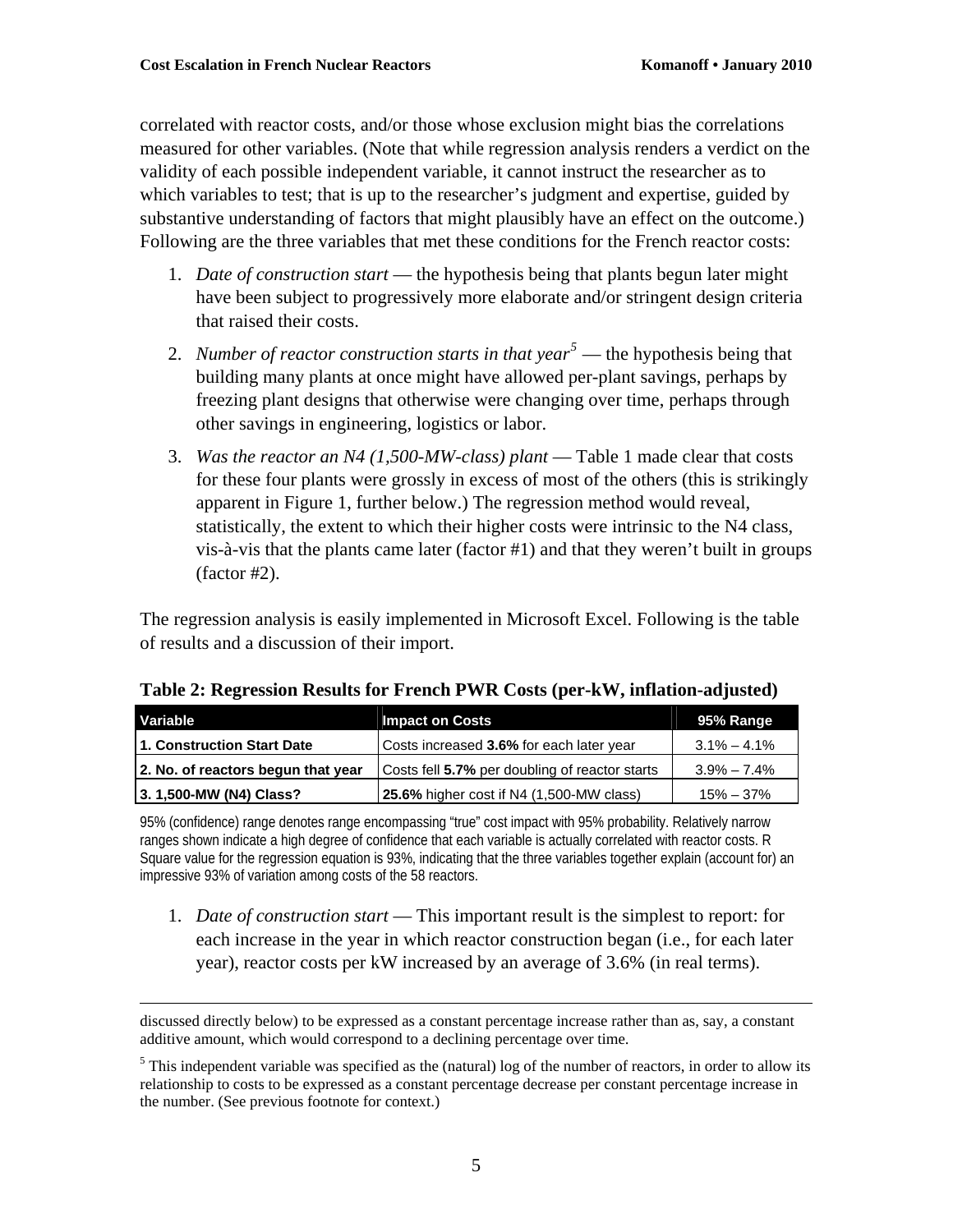correlated with reactor costs, and/or those whose exclusion might bias the correlations measured for other variables. (Note that while regression analysis renders a verdict on the validity of each possible independent variable, it cannot instruct the researcher as to which variables to test; that is up to the researcher's judgment and expertise, guided by substantive understanding of factors that might plausibly have an effect on the outcome.) Following are the three variables that met these conditions for the French reactor costs:

1. *Date of construction start* — the hypothesis being that plants begun later might have been subject to progressively more elaborate and/or stringent design criteria that raised their costs.
2. *Number of reactor construction starts in that year*[5] — the hypothesis being that building many plants at once might have allowed per-plant savings, perhaps by freezing plant designs that otherwise were changing over time, perhaps through other savings in engineering, logistics or labor.
3. *Was the reactor an N4 (1,500-MW-class) plant* — Table 1 made clear that costs for these four plants were grossly in excess of most of the others (this is strikingly apparent in Figure 1, further below.) The regression method would reveal, statistically, the extent to which their higher costs were intrinsic to the N4 class, vis-à-vis that the plants came later (factor #1) and that they weren't built in groups (factor #2).

The regression analysis is easily implemented in Microsoft Excel. Following is the table of results and a discussion of their import.

**Table 2: Regression Results for French PWR Costs (per-kW, inflation-adjusted)**

| Variable | Impact on Costs | 95% Range |
|---|---|---|
| **1. Construction Start Date** | Costs increased **3.6%** for each later year | 3.1% – 4.1% |
| **2. No. of reactors begun that year** | Costs fell **5.7%** per doubling of reactor starts | 3.9% – 7.4% |
| **3. 1,500-MW (N4) Class?** | **25.6%** higher cost if N4 (1,500-MW class) | 15% – 37% |

95% (confidence) range denotes range encompassing "true" cost impact with 95% probability. Relatively narrow ranges shown indicate a high degree of confidence that each variable is actually correlated with reactor costs. R Square value for the regression equation is 93%, indicating that the three variables together explain (account for) an impressive 93% of variation among costs of the 58 reactors.

1. *Date of construction start* — This important result is the simplest to report: for each increase in the year in which reactor construction began (i.e., for each later year), reactor costs per kW increased by an average of 3.6% (in real terms).

---

discussed directly below) to be expressed as a constant percentage increase rather than as, say, a constant additive amount, which would correspond to a declining percentage over time.

[5] This independent variable was specified as the (natural) log of the number of reactors, in order to allow its relationship to costs to be expressed as a constant percentage decrease per constant percentage increase in the number. (See previous footnote for context.)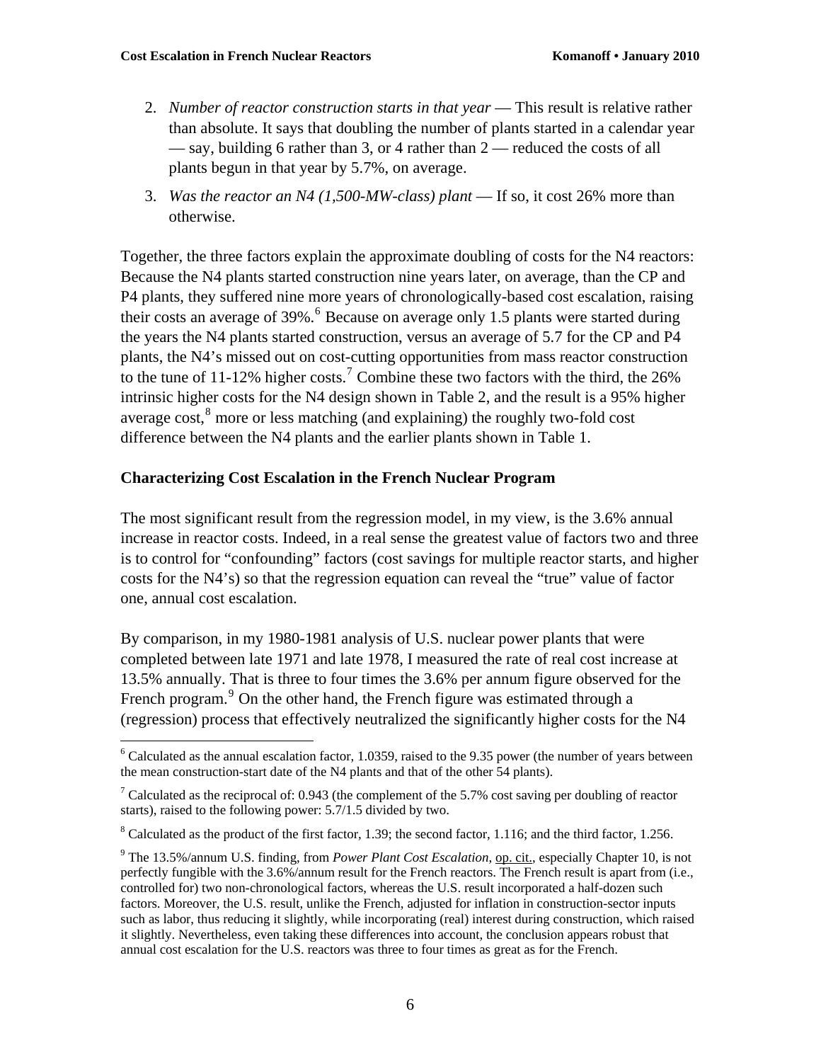2. *Number of reactor construction starts in that year* — This result is relative rather than absolute. It says that doubling the number of plants started in a calendar year — say, building 6 rather than 3, or 4 rather than 2 — reduced the costs of all plants begun in that year by 5.7%, on average.

3. *Was the reactor an N4 (1,500-MW-class) plant* — If so, it cost 26% more than otherwise.

Together, the three factors explain the approximate doubling of costs for the N4 reactors: Because the N4 plants started construction nine years later, on average, than the CP and P4 plants, they suffered nine more years of chronologically-based cost escalation, raising their costs an average of 39%.[6] Because on average only 1.5 plants were started during the years the N4 plants started construction, versus an average of 5.7 for the CP and P4 plants, the N4's missed out on cost-cutting opportunities from mass reactor construction to the tune of 11-12% higher costs.[7] Combine these two factors with the third, the 26% intrinsic higher costs for the N4 design shown in Table 2, and the result is a 95% higher average cost,[8] more or less matching (and explaining) the roughly two-fold cost difference between the N4 plants and the earlier plants shown in Table 1.

### Characterizing Cost Escalation in the French Nuclear Program

The most significant result from the regression model, in my view, is the 3.6% annual increase in reactor costs. Indeed, in a real sense the greatest value of factors two and three is to control for "confounding" factors (cost savings for multiple reactor starts, and higher costs for the N4's) so that the regression equation can reveal the "true" value of factor one, annual cost escalation.

By comparison, in my 1980-1981 analysis of U.S. nuclear power plants that were completed between late 1971 and late 1978, I measured the rate of real cost increase at 13.5% annually. That is three to four times the 3.6% per annum figure observed for the French program.[9] On the other hand, the French figure was estimated through a (regression) process that effectively neutralized the significantly higher costs for the N4

---

[6] Calculated as the annual escalation factor, 1.0359, raised to the 9.35 power (the number of years between the mean construction-start date of the N4 plants and that of the other 54 plants).

[7] Calculated as the reciprocal of: 0.943 (the complement of the 5.7% cost saving per doubling of reactor starts), raised to the following power: 5.7/1.5 divided by two.

[8] Calculated as the product of the first factor, 1.39; the second factor, 1.116; and the third factor, 1.256.

[9] The 13.5%/annum U.S. finding, from *Power Plant Cost Escalation*, op. cit., especially Chapter 10, is not perfectly fungible with the 3.6%/annum result for the French reactors. The French result is apart from (i.e., controlled for) two non-chronological factors, whereas the U.S. result incorporated a half-dozen such factors. Moreover, the U.S. result, unlike the French, adjusted for inflation in construction-sector inputs such as labor, thus reducing it slightly, while incorporating (real) interest during construction, which raised it slightly. Nevertheless, even taking these differences into account, the conclusion appears robust that annual cost escalation for the U.S. reactors was three to four times as great as for the French.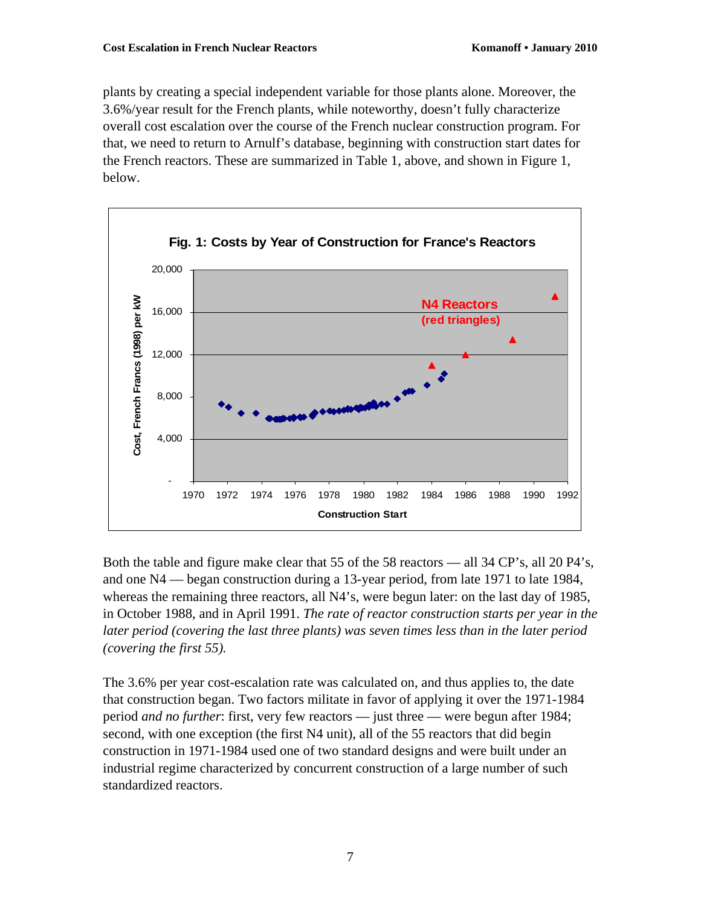plants by creating a special independent variable for those plants alone. Moreover, the 3.6%/year result for the French plants, while noteworthy, doesn't fully characterize overall cost escalation over the course of the French nuclear construction program. For that, we need to return to Arnulf's database, beginning with construction start dates for the French reactors. These are summarized in Table 1, above, and shown in Figure 1, below.

**Fig. 1: Costs by Year of Construction for France's Reactors**

Both the table and figure make clear that 55 of the 58 reactors — all 34 CP's, all 20 P4's, and one N4 — began construction during a 13-year period, from late 1971 to late 1984, whereas the remaining three reactors, all N4's, were begun later: on the last day of 1985, in October 1988, and in April 1991. *The rate of reactor construction starts per year in the later period (covering the last three plants) was seven times less than in the later period (covering the first 55).*

The 3.6% per year cost-escalation rate was calculated on, and thus applies to, the date that construction began. Two factors militate in favor of applying it over the 1971-1984 period *and no further*: first, very few reactors — just three — were begun after 1984; second, with one exception (the first N4 unit), all of the 55 reactors that did begin construction in 1971-1984 used one of two standard designs and were built under an industrial regime characterized by concurrent construction of a large number of such standardized reactors.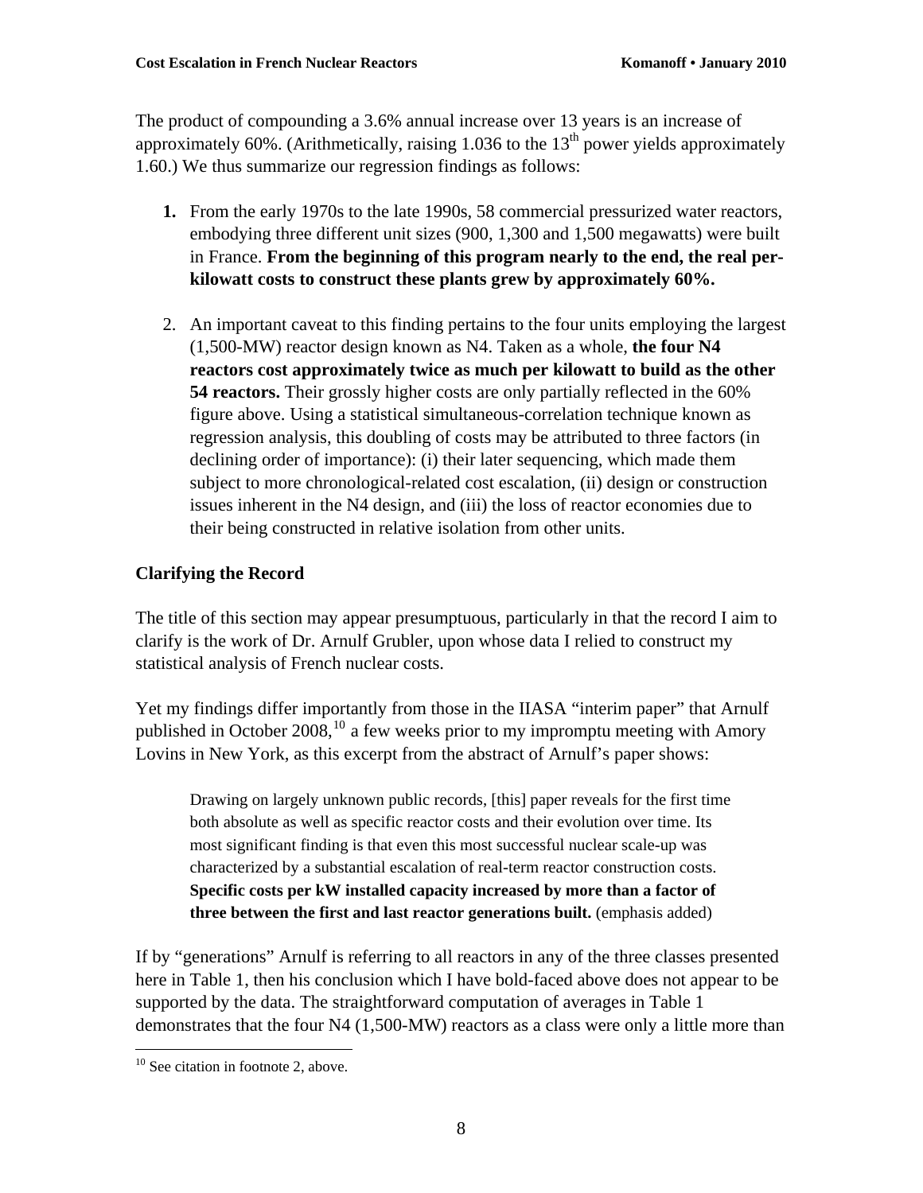The product of compounding a 3.6% annual increase over 13 years is an increase of approximately 60%. (Arithmetically, raising 1.036 to the $13^{th}$ power yields approximately 1.60.) We thus summarize our regression findings as follows:

1. From the early 1970s to the late 1990s, 58 commercial pressurized water reactors, embodying three different unit sizes (900, 1,300 and 1,500 megawatts) were built in France. **From the beginning of this program nearly to the end, the real per-kilowatt costs to construct these plants grew by approximately 60%.**

2. An important caveat to this finding pertains to the four units employing the largest (1,500-MW) reactor design known as N4. Taken as a whole, **the four N4 reactors cost approximately twice as much per kilowatt to build as the other 54 reactors.** Their grossly higher costs are only partially reflected in the 60% figure above. Using a statistical simultaneous-correlation technique known as regression analysis, this doubling of costs may be attributed to three factors (in declining order of importance): (i) their later sequencing, which made them subject to more chronological-related cost escalation, (ii) design or construction issues inherent in the N4 design, and (iii) the loss of reactor economies due to their being constructed in relative isolation from other units.

## Clarifying the Record

The title of this section may appear presumptuous, particularly in that the record I aim to clarify is the work of Dr. Arnulf Grubler, upon whose data I relied to construct my statistical analysis of French nuclear costs.

Yet my findings differ importantly from those in the IIASA "interim paper" that Arnulf published in October 2008,[10] a few weeks prior to my impromptu meeting with Amory Lovins in New York, as this excerpt from the abstract of Arnulf's paper shows:

> Drawing on largely unknown public records, [this] paper reveals for the first time both absolute as well as specific reactor costs and their evolution over time. Its most significant finding is that even this most successful nuclear scale-up was characterized by a substantial escalation of real-term reactor construction costs. **Specific costs per kW installed capacity increased by more than a factor of three between the first and last reactor generations built.** (emphasis added)

If by "generations" Arnulf is referring to all reactors in any of the three classes presented here in Table 1, then his conclusion which I have bold-faced above does not appear to be supported by the data. The straightforward computation of averages in Table 1 demonstrates that the four N4 (1,500-MW) reactors as a class were only a little more than

[10] See citation in footnote 2, above.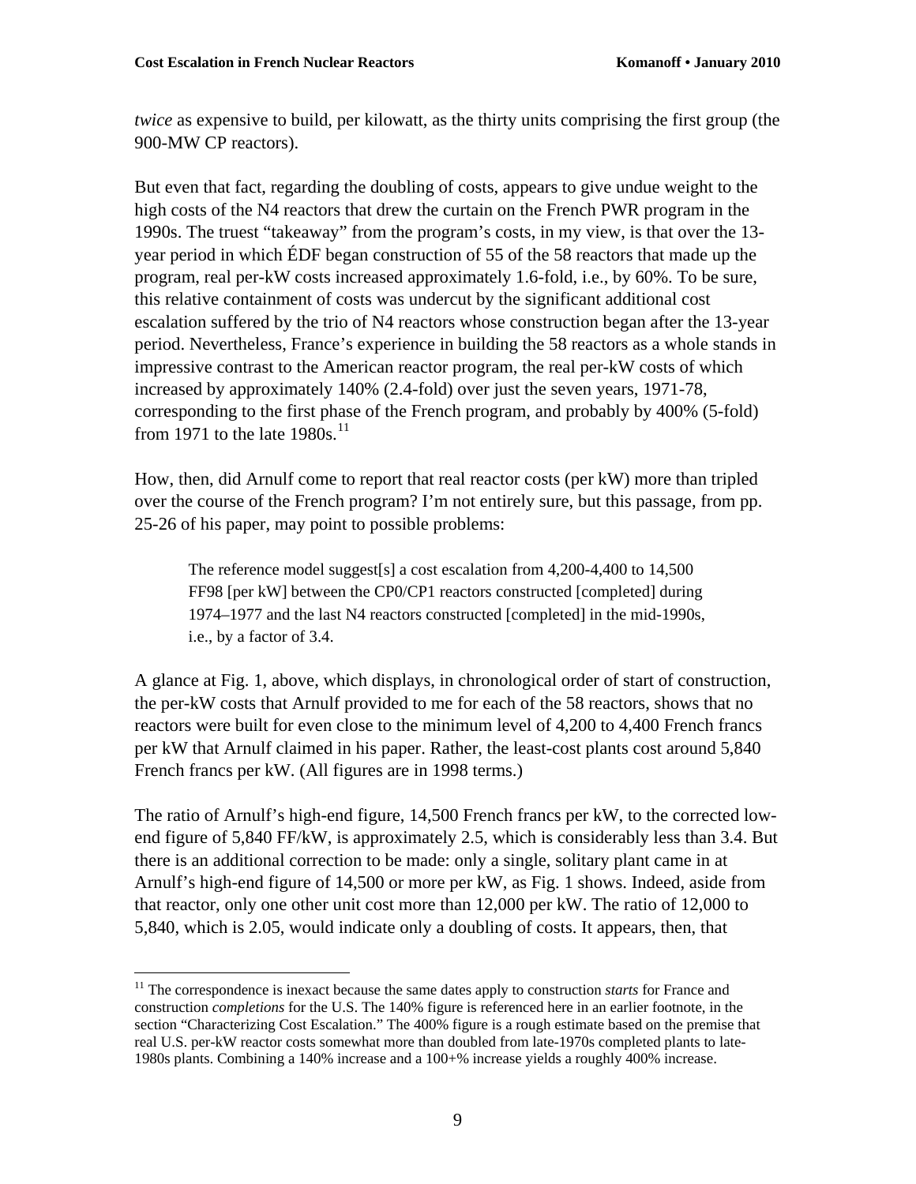*twice* as expensive to build, per kilowatt, as the thirty units comprising the first group (the 900-MW CP reactors).

But even that fact, regarding the doubling of costs, appears to give undue weight to the high costs of the N4 reactors that drew the curtain on the French PWR program in the 1990s. The truest "takeaway" from the program's costs, in my view, is that over the 13-year period in which ÉDF began construction of 55 of the 58 reactors that made up the program, real per-kW costs increased approximately 1.6-fold, i.e., by 60%. To be sure, this relative containment of costs was undercut by the significant additional cost escalation suffered by the trio of N4 reactors whose construction began after the 13-year period. Nevertheless, France's experience in building the 58 reactors as a whole stands in impressive contrast to the American reactor program, the real per-kW costs of which increased by approximately 140% (2.4-fold) over just the seven years, 1971-78, corresponding to the first phase of the French program, and probably by 400% (5-fold) from 1971 to the late 1980s.[11]

How, then, did Arnulf come to report that real reactor costs (per kW) more than tripled over the course of the French program? I'm not entirely sure, but this passage, from pp. 25-26 of his paper, may point to possible problems:

> The reference model suggest[s] a cost escalation from 4,200-4,400 to 14,500 FF98 [per kW] between the CP0/CP1 reactors constructed [completed] during 1974–1977 and the last N4 reactors constructed [completed] in the mid-1990s, i.e., by a factor of 3.4.

A glance at Fig. 1, above, which displays, in chronological order of start of construction, the per-kW costs that Arnulf provided to me for each of the 58 reactors, shows that no reactors were built for even close to the minimum level of 4,200 to 4,400 French francs per kW that Arnulf claimed in his paper. Rather, the least-cost plants cost around 5,840 French francs per kW. (All figures are in 1998 terms.)

The ratio of Arnulf's high-end figure, 14,500 French francs per kW, to the corrected low-end figure of 5,840 FF/kW, is approximately 2.5, which is considerably less than 3.4. But there is an additional correction to be made: only a single, solitary plant came in at Arnulf's high-end figure of 14,500 or more per kW, as Fig. 1 shows. Indeed, aside from that reactor, only one other unit cost more than 12,000 per kW. The ratio of 12,000 to 5,840, which is 2.05, would indicate only a doubling of costs. It appears, then, that

---

[11] The correspondence is inexact because the same dates apply to construction *starts* for France and construction *completions* for the U.S. The 140% figure is referenced here in an earlier footnote, in the section "Characterizing Cost Escalation." The 400% figure is a rough estimate based on the premise that real U.S. per-kW reactor costs somewhat more than doubled from late-1970s completed plants to late-1980s plants. Combining a 140% increase and a 100+% increase yields a roughly 400% increase.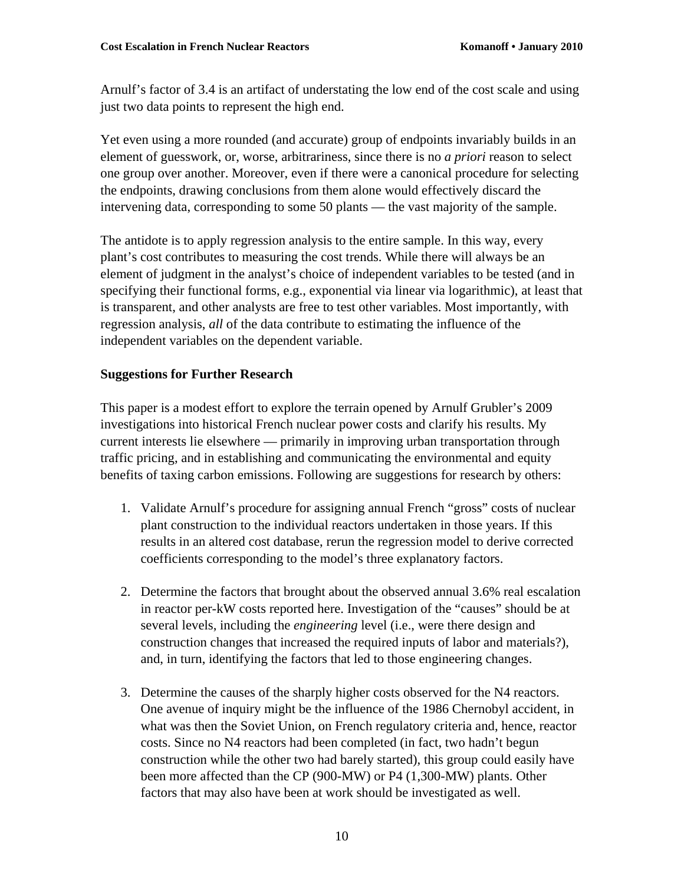Arnulf's factor of 3.4 is an artifact of understating the low end of the cost scale and using just two data points to represent the high end.

Yet even using a more rounded (and accurate) group of endpoints invariably builds in an element of guesswork, or, worse, arbitrariness, since there is no *a priori* reason to select one group over another. Moreover, even if there were a canonical procedure for selecting the endpoints, drawing conclusions from them alone would effectively discard the intervening data, corresponding to some 50 plants — the vast majority of the sample.

The antidote is to apply regression analysis to the entire sample. In this way, every plant's cost contributes to measuring the cost trends. While there will always be an element of judgment in the analyst's choice of independent variables to be tested (and in specifying their functional forms, e.g., exponential via linear via logarithmic), at least that is transparent, and other analysts are free to test other variables. Most importantly, with regression analysis, *all* of the data contribute to estimating the influence of the independent variables on the dependent variable.

**Suggestions for Further Research**

This paper is a modest effort to explore the terrain opened by Arnulf Grubler's 2009 investigations into historical French nuclear power costs and clarify his results. My current interests lie elsewhere — primarily in improving urban transportation through traffic pricing, and in establishing and communicating the environmental and equity benefits of taxing carbon emissions. Following are suggestions for research by others:

1. Validate Arnulf's procedure for assigning annual French "gross" costs of nuclear plant construction to the individual reactors undertaken in those years. If this results in an altered cost database, rerun the regression model to derive corrected coefficients corresponding to the model's three explanatory factors.

2. Determine the factors that brought about the observed annual 3.6% real escalation in reactor per-kW costs reported here. Investigation of the "causes" should be at several levels, including the *engineering* level (i.e., were there design and construction changes that increased the required inputs of labor and materials?), and, in turn, identifying the factors that led to those engineering changes.

3. Determine the causes of the sharply higher costs observed for the N4 reactors. One avenue of inquiry might be the influence of the 1986 Chernobyl accident, in what was then the Soviet Union, on French regulatory criteria and, hence, reactor costs. Since no N4 reactors had been completed (in fact, two hadn't begun construction while the other two had barely started), this group could easily have been more affected than the CP (900-MW) or P4 (1,300-MW) plants. Other factors that may also have been at work should be investigated as well.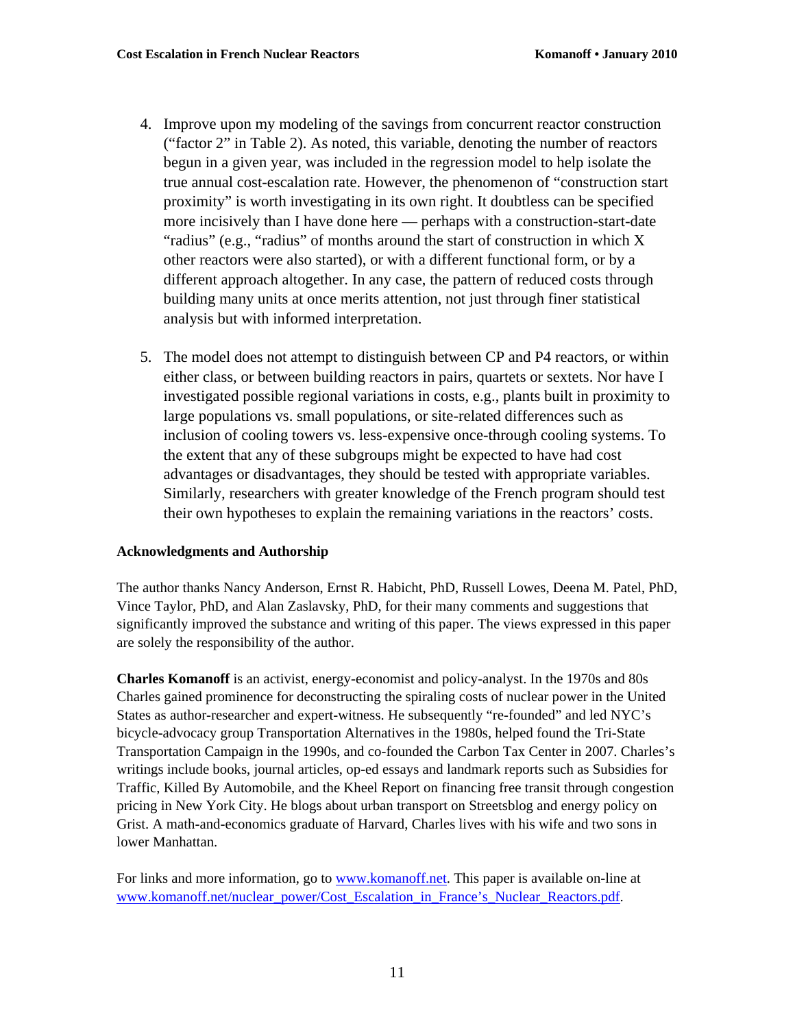4. Improve upon my modeling of the savings from concurrent reactor construction ("factor 2" in Table 2). As noted, this variable, denoting the number of reactors begun in a given year, was included in the regression model to help isolate the true annual cost-escalation rate. However, the phenomenon of "construction start proximity" is worth investigating in its own right. It doubtless can be specified more incisively than I have done here — perhaps with a construction-start-date "radius" (e.g., "radius" of months around the start of construction in which X other reactors were also started), or with a different functional form, or by a different approach altogether. In any case, the pattern of reduced costs through building many units at once merits attention, not just through finer statistical analysis but with informed interpretation.

5. The model does not attempt to distinguish between CP and P4 reactors, or within either class, or between building reactors in pairs, quartets or sextets. Nor have I investigated possible regional variations in costs, e.g., plants built in proximity to large populations vs. small populations, or site-related differences such as inclusion of cooling towers vs. less-expensive once-through cooling systems. To the extent that any of these subgroups might be expected to have had cost advantages or disadvantages, they should be tested with appropriate variables. Similarly, researchers with greater knowledge of the French program should test their own hypotheses to explain the remaining variations in the reactors' costs.

**Acknowledgments and Authorship**

The author thanks Nancy Anderson, Ernst R. Habicht, PhD, Russell Lowes, Deena M. Patel, PhD, Vince Taylor, PhD, and Alan Zaslavsky, PhD, for their many comments and suggestions that significantly improved the substance and writing of this paper. The views expressed in this paper are solely the responsibility of the author.

**Charles Komanoff** is an activist, energy-economist and policy-analyst. In the 1970s and 80s Charles gained prominence for deconstructing the spiraling costs of nuclear power in the United States as author-researcher and expert-witness. He subsequently "re-founded" and led NYC's bicycle-advocacy group Transportation Alternatives in the 1980s, helped found the Tri-State Transportation Campaign in the 1990s, and co-founded the Carbon Tax Center in 2007. Charles's writings include books, journal articles, op-ed essays and landmark reports such as Subsidies for Traffic, Killed By Automobile, and the Kheel Report on financing free transit through congestion pricing in New York City. He blogs about urban transport on Streetsblog and energy policy on Grist. A math-and-economics graduate of Harvard, Charles lives with his wife and two sons in lower Manhattan.

For links and more information, go to [www.komanoff.net](http://www.komanoff.net). This paper is available on-line at [www.komanoff.net/nuclear_power/Cost_Escalation_in_France's_Nuclear_Reactors.pdf](http://www.komanoff.net/nuclear_power/Cost_Escalation_in_France's_Nuclear_Reactors.pdf).